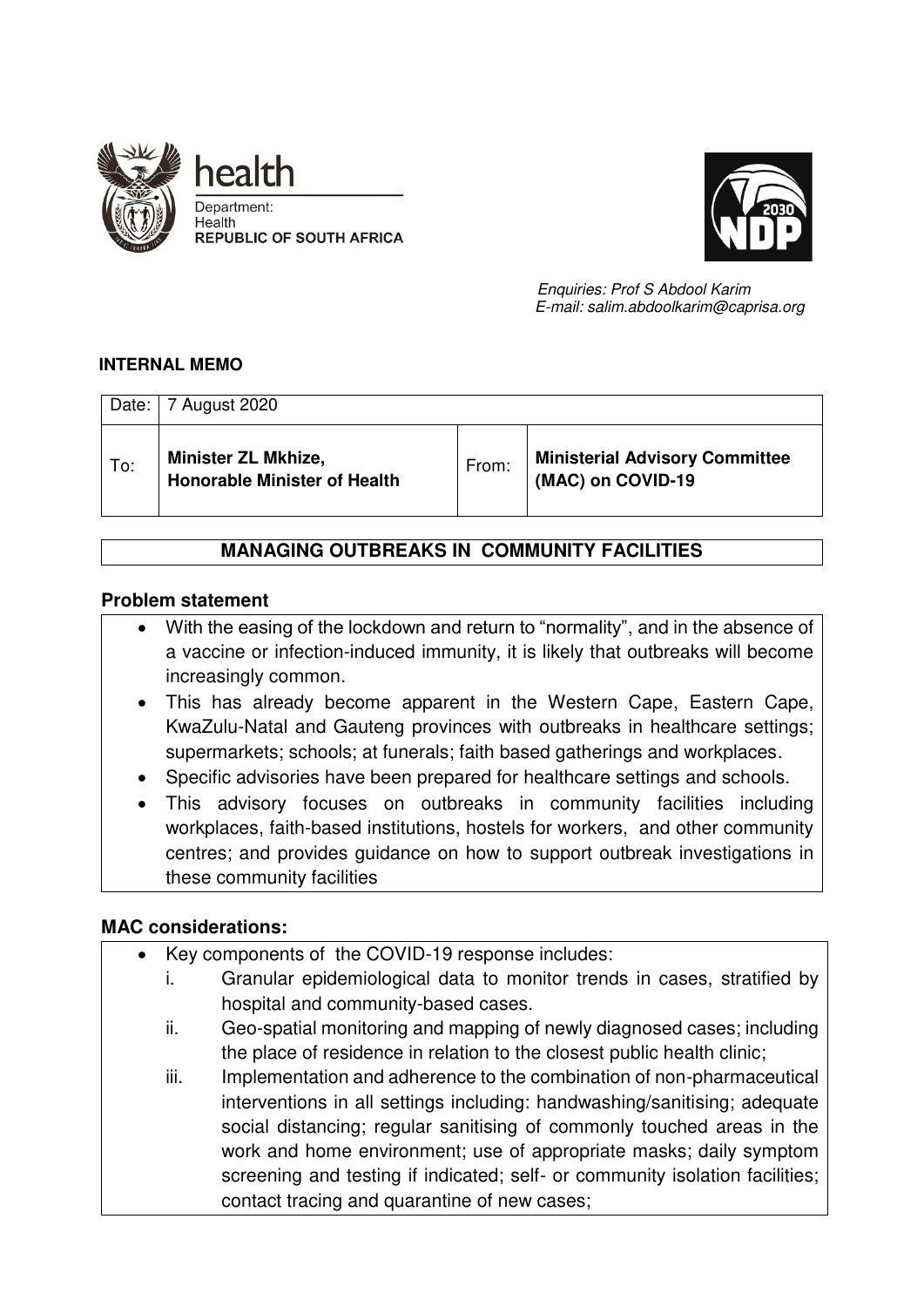health
Department:
Health
**REPUBLIC OF SOUTH AFRICA**

*Enquiries: Prof S Abdool Karim*
*E-mail: salim.abdoolkarim@caprisa.org*

**INTERNAL MEMO**

| Date: | 7 August 2020 | | |
|---|---|---|---|
| To: | **Minister ZL Mkhize, Honorable Minister of Health** | From: | **Ministerial Advisory Committee (MAC) on COVID-19** |

## MANAGING OUTBREAKS IN COMMUNITY FACILITIES

### Problem statement

- With the easing of the lockdown and return to "normality", and in the absence of a vaccine or infection-induced immunity, it is likely that outbreaks will become increasingly common.
- This has already become apparent in the Western Cape, Eastern Cape, KwaZulu-Natal and Gauteng provinces with outbreaks in healthcare settings; supermarkets; schools; at funerals; faith based gatherings and workplaces.
- Specific advisories have been prepared for healthcare settings and schools.
- This advisory focuses on outbreaks in community facilities including workplaces, faith-based institutions, hostels for workers, and other community centres; and provides guidance on how to support outbreak investigations in these community facilities

### MAC considerations:

- Key components of the COVID-19 response includes:
  - i. Granular epidemiological data to monitor trends in cases, stratified by hospital and community-based cases.
  - ii. Geo-spatial monitoring and mapping of newly diagnosed cases; including the place of residence in relation to the closest public health clinic;
  - iii. Implementation and adherence to the combination of non-pharmaceutical interventions in all settings including: handwashing/sanitising; adequate social distancing; regular sanitising of commonly touched areas in the work and home environment; use of appropriate masks; daily symptom screening and testing if indicated; self- or community isolation facilities; contact tracing and quarantine of new cases;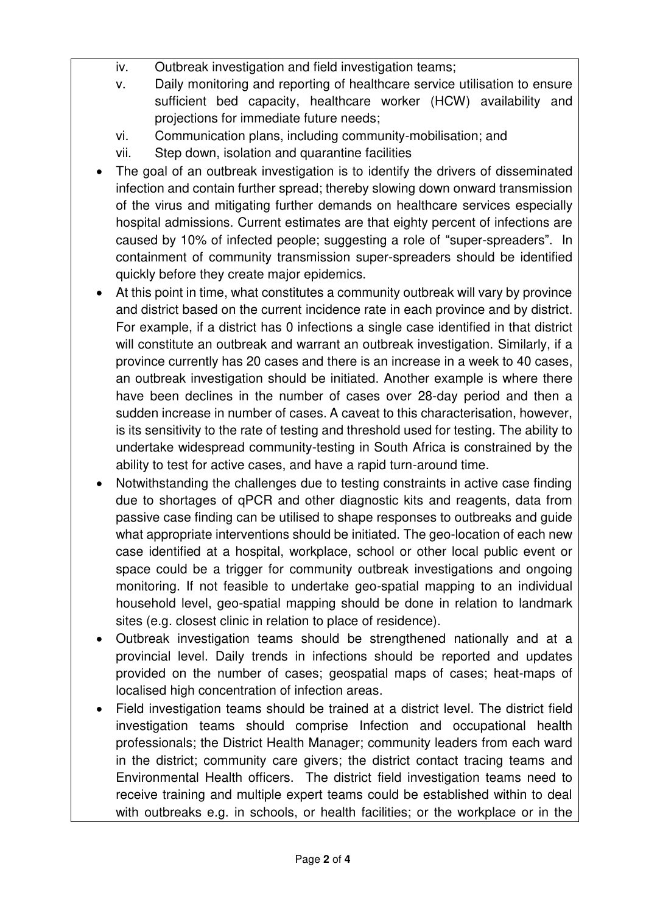iv. Outbreak investigation and field investigation teams;
v. Daily monitoring and reporting of healthcare service utilisation to ensure sufficient bed capacity, healthcare worker (HCW) availability and projections for immediate future needs;
vi. Communication plans, including community-mobilisation; and
vii. Step down, isolation and quarantine facilities

- The goal of an outbreak investigation is to identify the drivers of disseminated infection and contain further spread; thereby slowing down onward transmission of the virus and mitigating further demands on healthcare services especially hospital admissions. Current estimates are that eighty percent of infections are caused by 10% of infected people; suggesting a role of "super-spreaders". In containment of community transmission super-spreaders should be identified quickly before they create major epidemics.
- At this point in time, what constitutes a community outbreak will vary by province and district based on the current incidence rate in each province and by district. For example, if a district has 0 infections a single case identified in that district will constitute an outbreak and warrant an outbreak investigation. Similarly, if a province currently has 20 cases and there is an increase in a week to 40 cases, an outbreak investigation should be initiated. Another example is where there have been declines in the number of cases over 28-day period and then a sudden increase in number of cases. A caveat to this characterisation, however, is its sensitivity to the rate of testing and threshold used for testing. The ability to undertake widespread community-testing in South Africa is constrained by the ability to test for active cases, and have a rapid turn-around time.
- Notwithstanding the challenges due to testing constraints in active case finding due to shortages of qPCR and other diagnostic kits and reagents, data from passive case finding can be utilised to shape responses to outbreaks and guide what appropriate interventions should be initiated. The geo-location of each new case identified at a hospital, workplace, school or other local public event or space could be a trigger for community outbreak investigations and ongoing monitoring. If not feasible to undertake geo-spatial mapping to an individual household level, geo-spatial mapping should be done in relation to landmark sites (e.g. closest clinic in relation to place of residence).
- Outbreak investigation teams should be strengthened nationally and at a provincial level. Daily trends in infections should be reported and updates provided on the number of cases; geospatial maps of cases; heat-maps of localised high concentration of infection areas.
- Field investigation teams should be trained at a district level. The district field investigation teams should comprise Infection and occupational health professionals; the District Health Manager; community leaders from each ward in the district; community care givers; the district contact tracing teams and Environmental Health officers. The district field investigation teams need to receive training and multiple expert teams could be established within to deal with outbreaks e.g. in schools, or health facilities; or the workplace or in the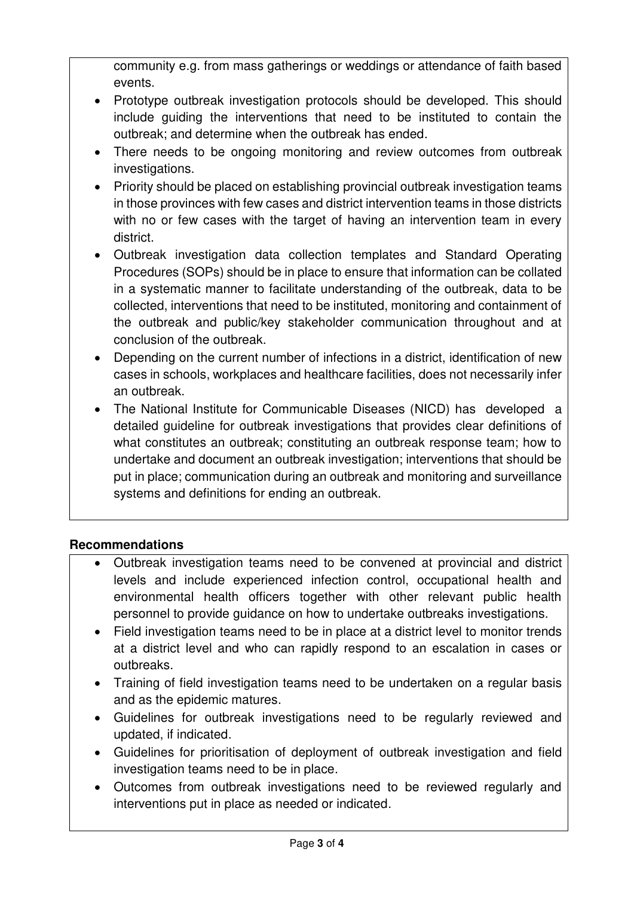community e.g. from mass gatherings or weddings or attendance of faith based events.

- Prototype outbreak investigation protocols should be developed. This should include guiding the interventions that need to be instituted to contain the outbreak; and determine when the outbreak has ended.
- There needs to be ongoing monitoring and review outcomes from outbreak investigations.
- Priority should be placed on establishing provincial outbreak investigation teams in those provinces with few cases and district intervention teams in those districts with no or few cases with the target of having an intervention team in every district.
- Outbreak investigation data collection templates and Standard Operating Procedures (SOPs) should be in place to ensure that information can be collated in a systematic manner to facilitate understanding of the outbreak, data to be collected, interventions that need to be instituted, monitoring and containment of the outbreak and public/key stakeholder communication throughout and at conclusion of the outbreak.
- Depending on the current number of infections in a district, identification of new cases in schools, workplaces and healthcare facilities, does not necessarily infer an outbreak.
- The National Institute for Communicable Diseases (NICD) has developed a detailed guideline for outbreak investigations that provides clear definitions of what constitutes an outbreak; constituting an outbreak response team; how to undertake and document an outbreak investigation; interventions that should be put in place; communication during an outbreak and monitoring and surveillance systems and definitions for ending an outbreak.

**Recommendations**

- Outbreak investigation teams need to be convened at provincial and district levels and include experienced infection control, occupational health and environmental health officers together with other relevant public health personnel to provide guidance on how to undertake outbreaks investigations.
- Field investigation teams need to be in place at a district level to monitor trends at a district level and who can rapidly respond to an escalation in cases or outbreaks.
- Training of field investigation teams need to be undertaken on a regular basis and as the epidemic matures.
- Guidelines for outbreak investigations need to be regularly reviewed and updated, if indicated.
- Guidelines for prioritisation of deployment of outbreak investigation and field investigation teams need to be in place.
- Outcomes from outbreak investigations need to be reviewed regularly and interventions put in place as needed or indicated.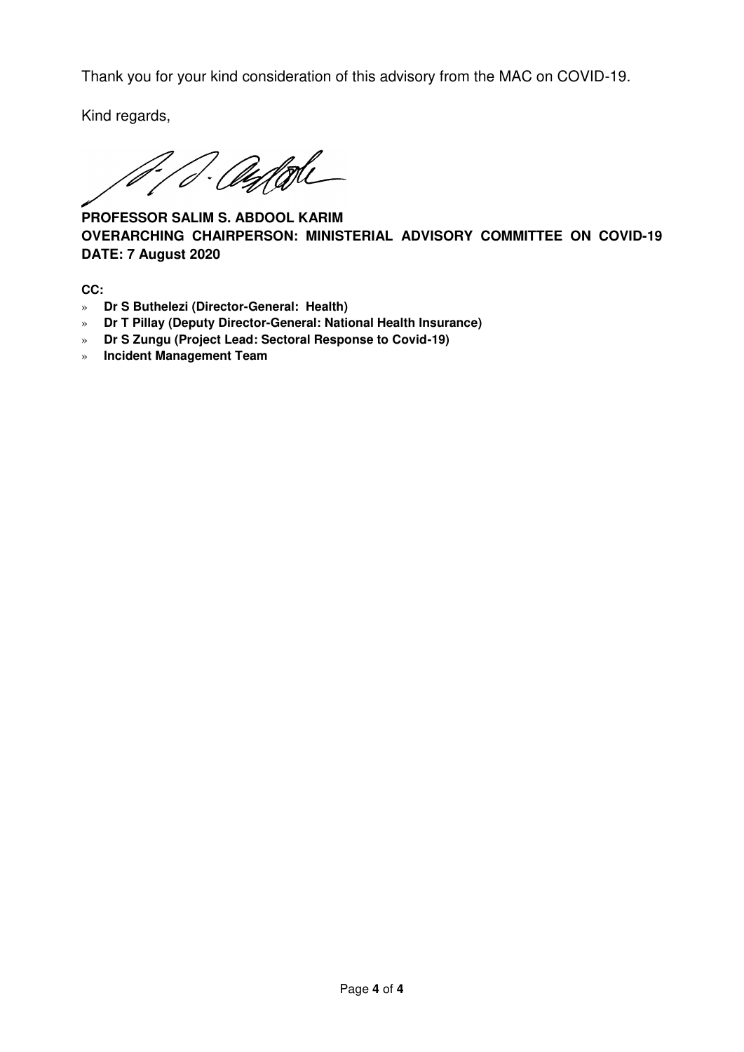Thank you for your kind consideration of this advisory from the MAC on COVID-19.

Kind regards,

**PROFESSOR SALIM S. ABDOOL KARIM**
**OVERARCHING CHAIRPERSON: MINISTERIAL ADVISORY COMMITTEE ON COVID-19**
**DATE: 7 August 2020**

**CC:**

- **Dr S Buthelezi (Director-General: Health)**
- **Dr T Pillay (Deputy Director-General: National Health Insurance)**
- **Dr S Zungu (Project Lead: Sectoral Response to Covid-19)**
- **Incident Management Team**